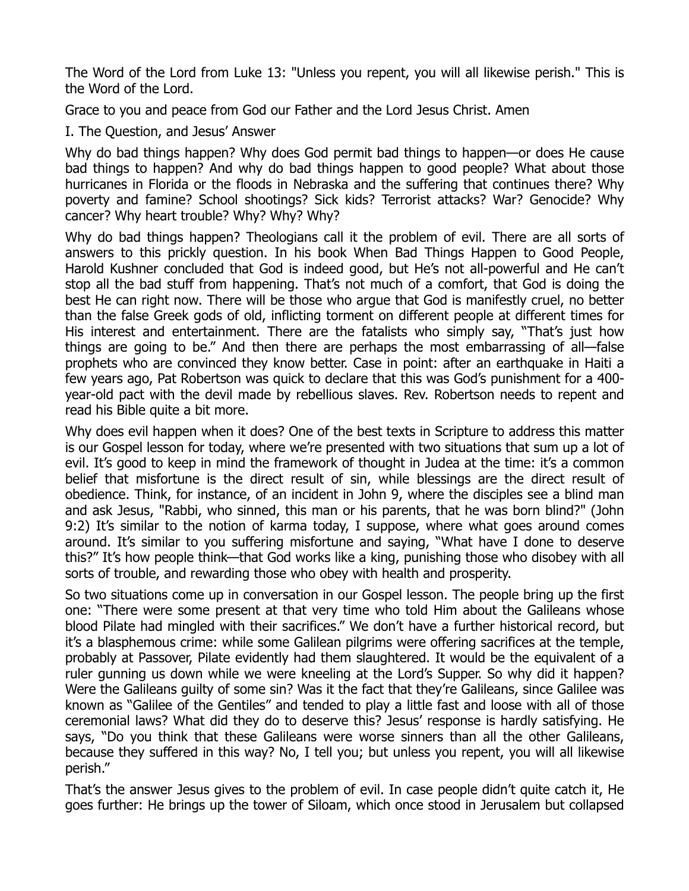The Word of the Lord from Luke 13: "Unless you repent, you will all likewise perish." This is the Word of the Lord.

Grace to you and peace from God our Father and the Lord Jesus Christ. Amen

## I. The Question, and Jesus' Answer

Why do bad things happen? Why does God permit bad things to happen—or does He cause bad things to happen? And why do bad things happen to good people? What about those hurricanes in Florida or the floods in Nebraska and the suffering that continues there? Why poverty and famine? School shootings? Sick kids? Terrorist attacks? War? Genocide? Why cancer? Why heart trouble? Why? Why? Why?

Why do bad things happen? Theologians call it the problem of evil. There are all sorts of answers to this prickly question. In his book When Bad Things Happen to Good People, Harold Kushner concluded that God is indeed good, but He's not all-powerful and He can't stop all the bad stuff from happening. That's not much of a comfort, that God is doing the best He can right now. There will be those who argue that God is manifestly cruel, no better than the false Greek gods of old, inflicting torment on different people at different times for His interest and entertainment. There are the fatalists who simply say, "That's just how things are going to be." And then there are perhaps the most embarrassing of all—false prophets who are convinced they know better. Case in point: after an earthquake in Haiti a few years ago, Pat Robertson was quick to declare that this was God's punishment for a 400-year-old pact with the devil made by rebellious slaves. Rev. Robertson needs to repent and read his Bible quite a bit more.

Why does evil happen when it does? One of the best texts in Scripture to address this matter is our Gospel lesson for today, where we're presented with two situations that sum up a lot of evil. It's good to keep in mind the framework of thought in Judea at the time: it's a common belief that misfortune is the direct result of sin, while blessings are the direct result of obedience. Think, for instance, of an incident in John 9, where the disciples see a blind man and ask Jesus, "Rabbi, who sinned, this man or his parents, that he was born blind?" (John 9:2) It's similar to the notion of karma today, I suppose, where what goes around comes around. It's similar to you suffering misfortune and saying, "What have I done to deserve this?" It's how people think—that God works like a king, punishing those who disobey with all sorts of trouble, and rewarding those who obey with health and prosperity.

So two situations come up in conversation in our Gospel lesson. The people bring up the first one: "There were some present at that very time who told Him about the Galileans whose blood Pilate had mingled with their sacrifices." We don't have a further historical record, but it's a blasphemous crime: while some Galilean pilgrims were offering sacrifices at the temple, probably at Passover, Pilate evidently had them slaughtered. It would be the equivalent of a ruler gunning us down while we were kneeling at the Lord's Supper. So why did it happen? Were the Galileans guilty of some sin? Was it the fact that they're Galileans, since Galilee was known as "Galilee of the Gentiles" and tended to play a little fast and loose with all of those ceremonial laws? What did they do to deserve this? Jesus' response is hardly satisfying. He says, "Do you think that these Galileans were worse sinners than all the other Galileans, because they suffered in this way? No, I tell you; but unless you repent, you will all likewise perish."

That's the answer Jesus gives to the problem of evil. In case people didn't quite catch it, He goes further: He brings up the tower of Siloam, which once stood in Jerusalem but collapsed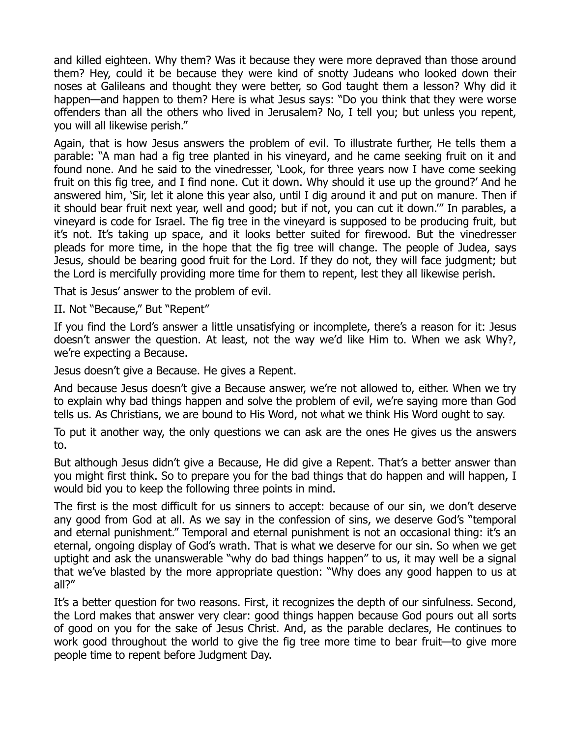and killed eighteen. Why them? Was it because they were more depraved than those around them? Hey, could it be because they were kind of snotty Judeans who looked down their noses at Galileans and thought they were better, so God taught them a lesson? Why did it happen—and happen to them? Here is what Jesus says: "Do you think that they were worse offenders than all the others who lived in Jerusalem? No, I tell you; but unless you repent, you will all likewise perish."

Again, that is how Jesus answers the problem of evil. To illustrate further, He tells them a parable: "A man had a fig tree planted in his vineyard, and he came seeking fruit on it and found none. And he said to the vinedresser, 'Look, for three years now I have come seeking fruit on this fig tree, and I find none. Cut it down. Why should it use up the ground?' And he answered him, 'Sir, let it alone this year also, until I dig around it and put on manure. Then if it should bear fruit next year, well and good; but if not, you can cut it down.'" In parables, a vineyard is code for Israel. The fig tree in the vineyard is supposed to be producing fruit, but it's not. It's taking up space, and it looks better suited for firewood. But the vinedresser pleads for more time, in the hope that the fig tree will change. The people of Judea, says Jesus, should be bearing good fruit for the Lord. If they do not, they will face judgment; but the Lord is mercifully providing more time for them to repent, lest they all likewise perish.

That is Jesus' answer to the problem of evil.

## II. Not "Because," But "Repent"

If you find the Lord's answer a little unsatisfying or incomplete, there's a reason for it: Jesus doesn't answer the question. At least, not the way we'd like Him to. When we ask Why?, we're expecting a Because.

Jesus doesn't give a Because. He gives a Repent.

And because Jesus doesn't give a Because answer, we're not allowed to, either. When we try to explain why bad things happen and solve the problem of evil, we're saying more than God tells us. As Christians, we are bound to His Word, not what we think His Word ought to say.

To put it another way, the only questions we can ask are the ones He gives us the answers to.

But although Jesus didn't give a Because, He did give a Repent. That's a better answer than you might first think. So to prepare you for the bad things that do happen and will happen, I would bid you to keep the following three points in mind.

The first is the most difficult for us sinners to accept: because of our sin, we don't deserve any good from God at all. As we say in the confession of sins, we deserve God's "temporal and eternal punishment." Temporal and eternal punishment is not an occasional thing: it's an eternal, ongoing display of God's wrath. That is what we deserve for our sin. So when we get uptight and ask the unanswerable "why do bad things happen" to us, it may well be a signal that we've blasted by the more appropriate question: "Why does any good happen to us at all?"

It's a better question for two reasons. First, it recognizes the depth of our sinfulness. Second, the Lord makes that answer very clear: good things happen because God pours out all sorts of good on you for the sake of Jesus Christ. And, as the parable declares, He continues to work good throughout the world to give the fig tree more time to bear fruit—to give more people time to repent before Judgment Day.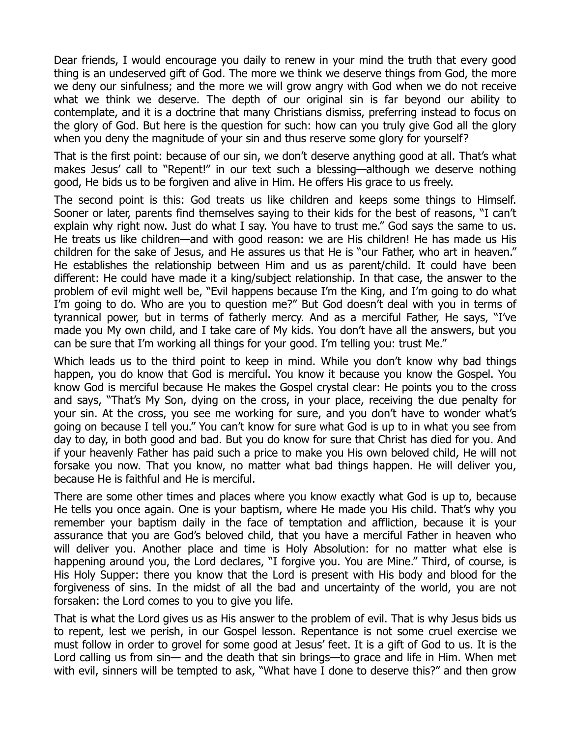Dear friends, I would encourage you daily to renew in your mind the truth that every good thing is an undeserved gift of God. The more we think we deserve things from God, the more we deny our sinfulness; and the more we will grow angry with God when we do not receive what we think we deserve. The depth of our original sin is far beyond our ability to contemplate, and it is a doctrine that many Christians dismiss, preferring instead to focus on the glory of God. But here is the question for such: how can you truly give God all the glory when you deny the magnitude of your sin and thus reserve some glory for yourself?

That is the first point: because of our sin, we don't deserve anything good at all. That's what makes Jesus' call to "Repent!" in our text such a blessing—although we deserve nothing good, He bids us to be forgiven and alive in Him. He offers His grace to us freely.

The second point is this: God treats us like children and keeps some things to Himself. Sooner or later, parents find themselves saying to their kids for the best of reasons, "I can't explain why right now. Just do what I say. You have to trust me." God says the same to us. He treats us like children—and with good reason: we are His children! He has made us His children for the sake of Jesus, and He assures us that He is "our Father, who art in heaven." He establishes the relationship between Him and us as parent/child. It could have been different: He could have made it a king/subject relationship. In that case, the answer to the problem of evil might well be, "Evil happens because I'm the King, and I'm going to do what I'm going to do. Who are you to question me?" But God doesn't deal with you in terms of tyrannical power, but in terms of fatherly mercy. And as a merciful Father, He says, "I've made you My own child, and I take care of My kids. You don't have all the answers, but you can be sure that I'm working all things for your good. I'm telling you: trust Me."

Which leads us to the third point to keep in mind. While you don't know why bad things happen, you do know that God is merciful. You know it because you know the Gospel. You know God is merciful because He makes the Gospel crystal clear: He points you to the cross and says, "That's My Son, dying on the cross, in your place, receiving the due penalty for your sin. At the cross, you see me working for sure, and you don't have to wonder what's going on because I tell you." You can't know for sure what God is up to in what you see from day to day, in both good and bad. But you do know for sure that Christ has died for you. And if your heavenly Father has paid such a price to make you His own beloved child, He will not forsake you now. That you know, no matter what bad things happen. He will deliver you, because He is faithful and He is merciful.

There are some other times and places where you know exactly what God is up to, because He tells you once again. One is your baptism, where He made you His child. That's why you remember your baptism daily in the face of temptation and affliction, because it is your assurance that you are God's beloved child, that you have a merciful Father in heaven who will deliver you. Another place and time is Holy Absolution: for no matter what else is happening around you, the Lord declares, "I forgive you. You are Mine." Third, of course, is His Holy Supper: there you know that the Lord is present with His body and blood for the forgiveness of sins. In the midst of all the bad and uncertainty of the world, you are not forsaken: the Lord comes to you to give you life.

That is what the Lord gives us as His answer to the problem of evil. That is why Jesus bids us to repent, lest we perish, in our Gospel lesson. Repentance is not some cruel exercise we must follow in order to grovel for some good at Jesus' feet. It is a gift of God to us. It is the Lord calling us from sin— and the death that sin brings—to grace and life in Him. When met with evil, sinners will be tempted to ask, "What have I done to deserve this?" and then grow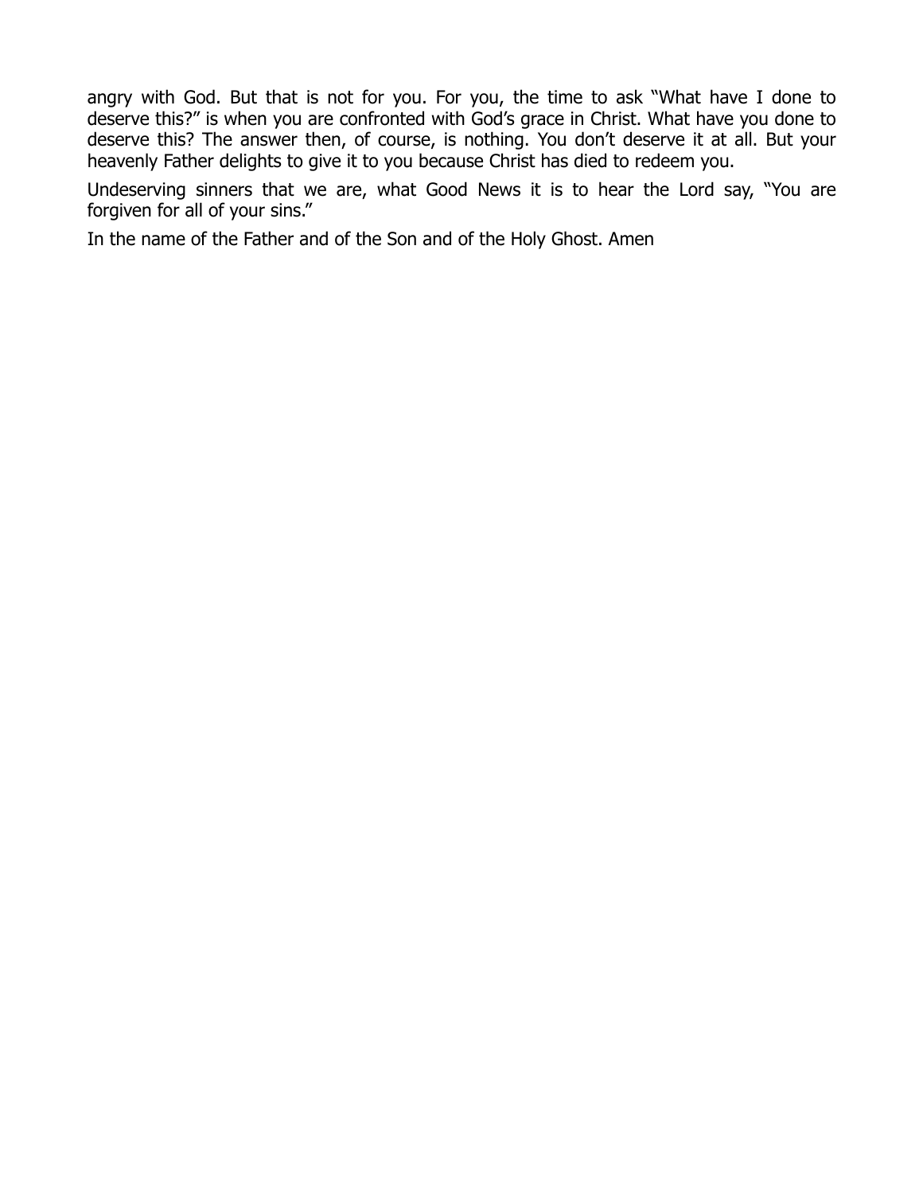angry with God. But that is not for you. For you, the time to ask "What have I done to deserve this?" is when you are confronted with God's grace in Christ. What have you done to deserve this? The answer then, of course, is nothing. You don't deserve it at all. But your heavenly Father delights to give it to you because Christ has died to redeem you.

Undeserving sinners that we are, what Good News it is to hear the Lord say, "You are forgiven for all of your sins."

In the name of the Father and of the Son and of the Holy Ghost. Amen